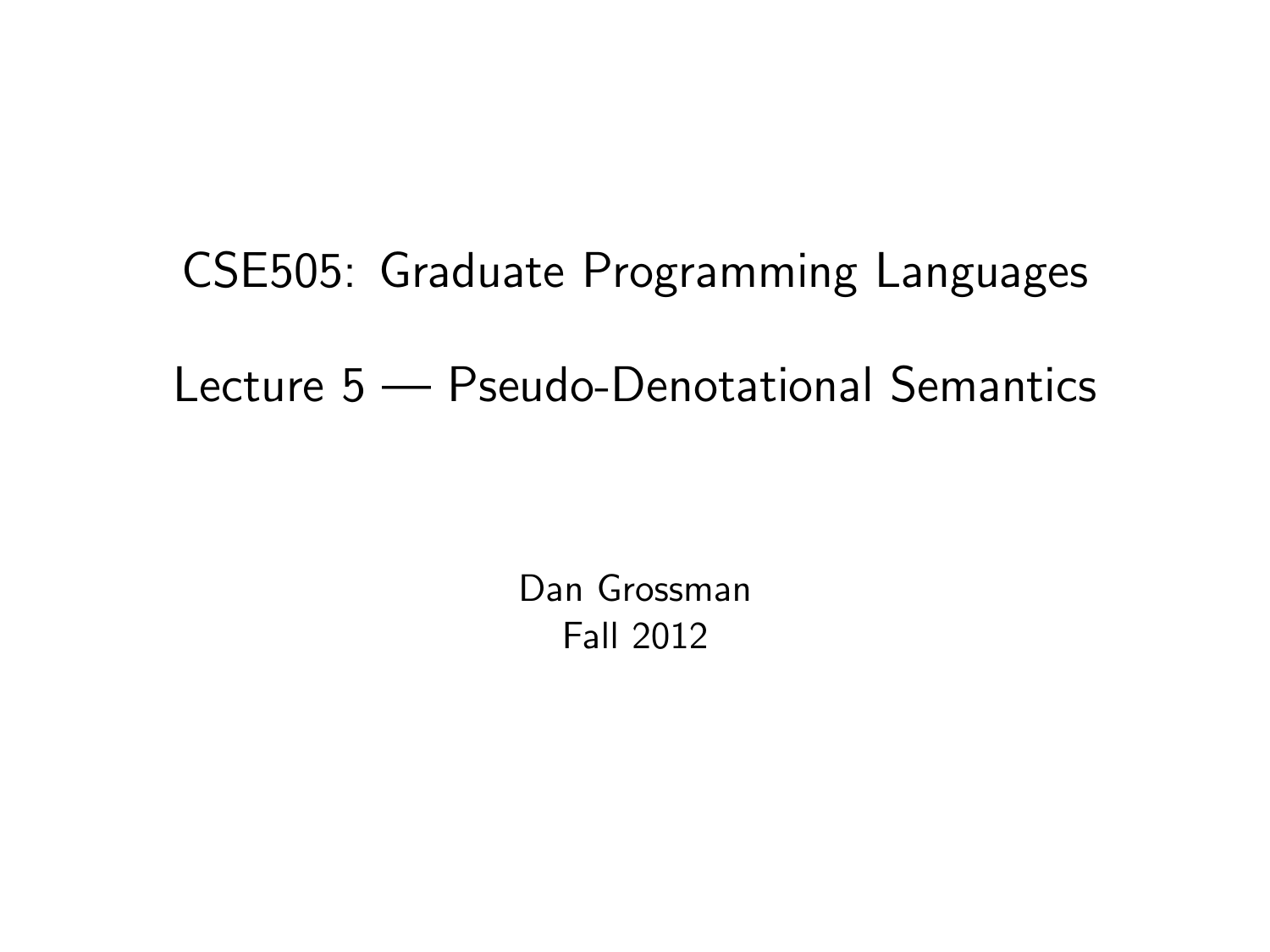# CSE505: Graduate Programming Languages

## Lecture 5 — Pseudo-Denotational Semantics

Dan Grossman
Fall 2012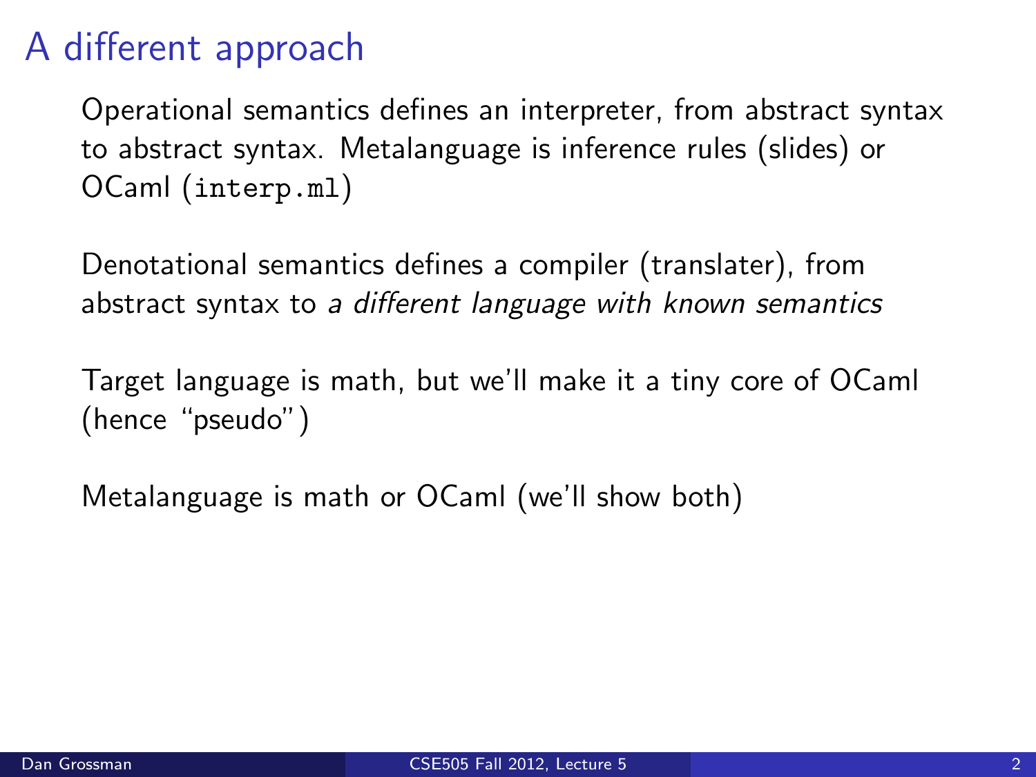# A different approach

Operational semantics defines an interpreter, from abstract syntax to abstract syntax. Metalanguage is inference rules (slides) or OCaml (`interp.ml`)

Denotational semantics defines a compiler (translater), from abstract syntax to *a different language with known semantics*

Target language is math, but we'll make it a tiny core of OCaml (hence "pseudo")

Metalanguage is math or OCaml (we'll show both)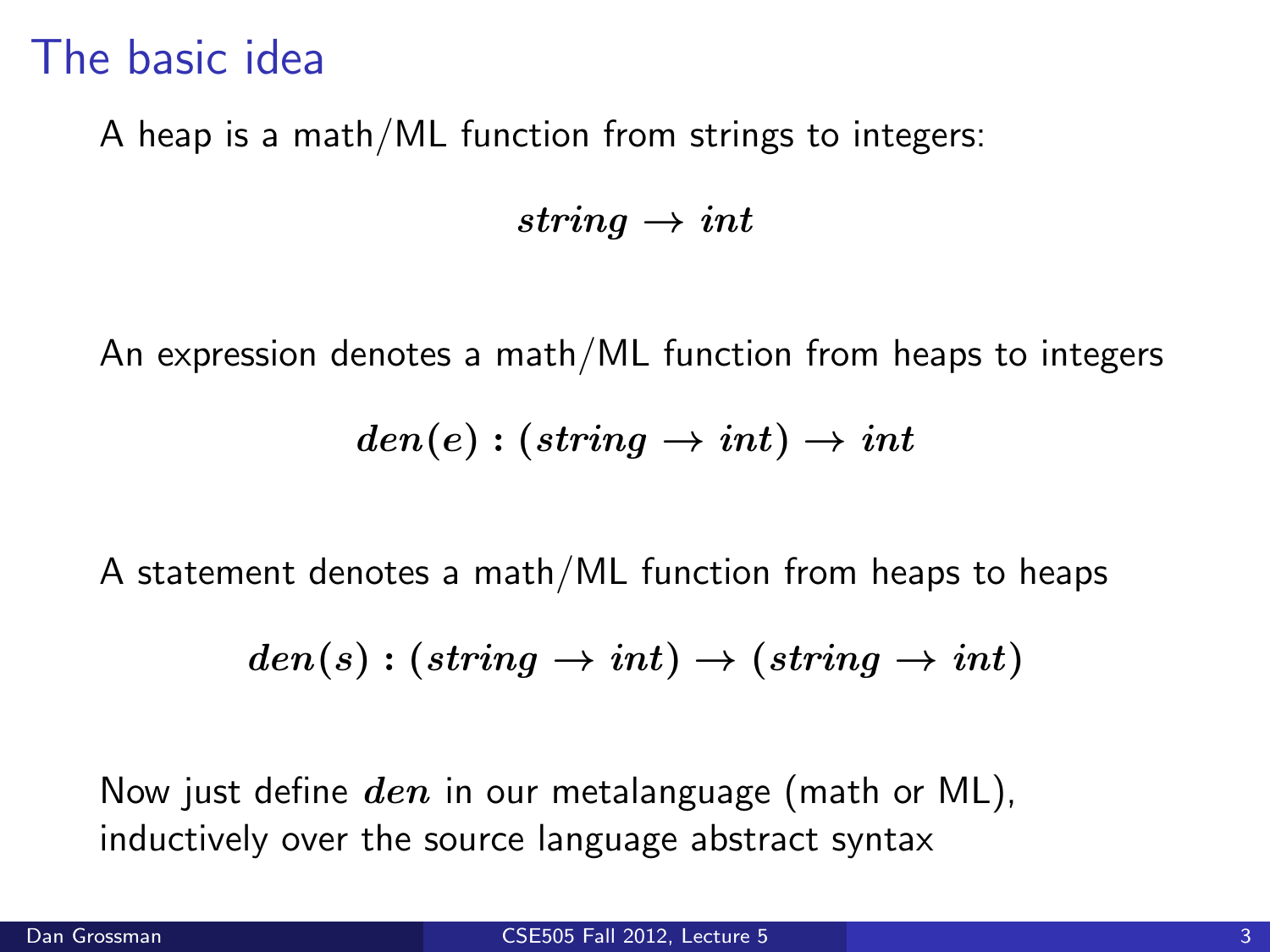# The basic idea

A heap is a math/ML function from strings to integers:

$$string \rightarrow int$$

An expression denotes a math/ML function from heaps to integers

$$den(e) : (string \rightarrow int) \rightarrow int$$

A statement denotes a math/ML function from heaps to heaps

$$den(s) : (string \rightarrow int) \rightarrow (string \rightarrow int)$$

Now just define $den$ in our metalanguage (math or ML), inductively over the source language abstract syntax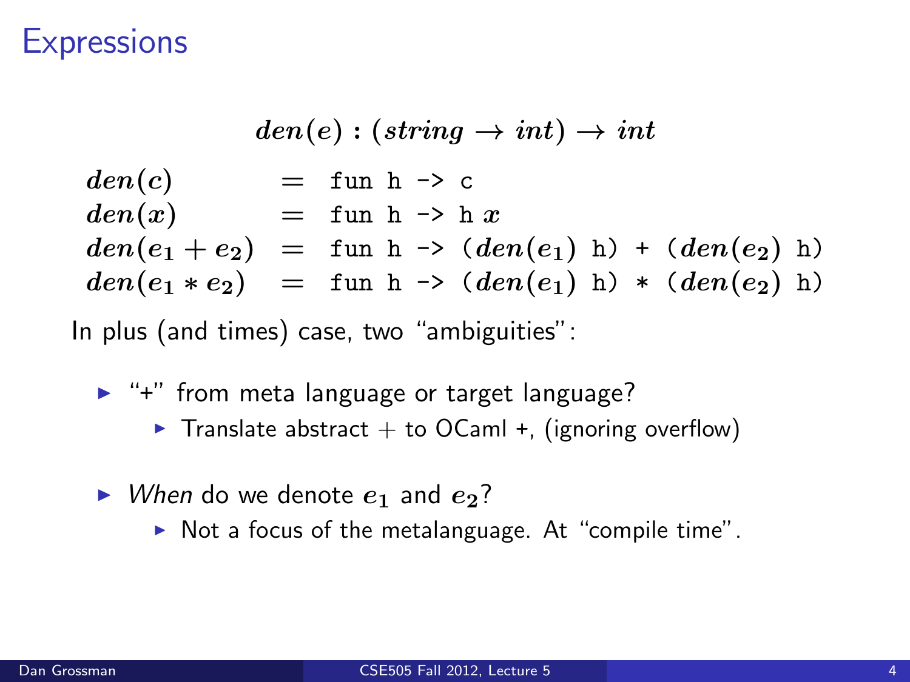# Expressions

$$den(e) : (string \to int) \to int$$

$$
\begin{array}{lcl}
den(c) & = & \texttt{fun h -> c} \\
den(x) & = & \texttt{fun h -> h}\ x \\
den(e_1 + e_2) & = & \texttt{fun h -> (}den(e_1)\texttt{ h) + (}den(e_2)\texttt{ h)} \\
den(e_1 * e_2) & = & \texttt{fun h -> (}den(e_1)\texttt{ h) * (}den(e_2)\texttt{ h)}
\end{array}
$$

In plus (and times) case, two "ambiguities":

- "+" from meta language or target language?
  - Translate abstract $+$ to OCaml +, (ignoring overflow)
- *When* do we denote $e_1$ and $e_2$?
  - Not a focus of the metalanguage. At "compile time".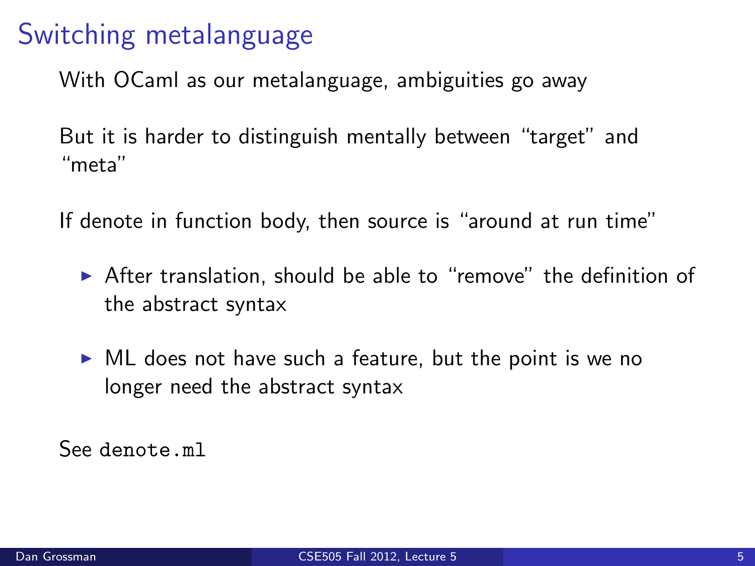# Switching metalanguage

With OCaml as our metalanguage, ambiguities go away

But it is harder to distinguish mentally between "target" and "meta"

If denote in function body, then source is "around at run time"

- After translation, should be able to "remove" the definition of the abstract syntax
- ML does not have such a feature, but the point is we no longer need the abstract syntax

See `denote.ml`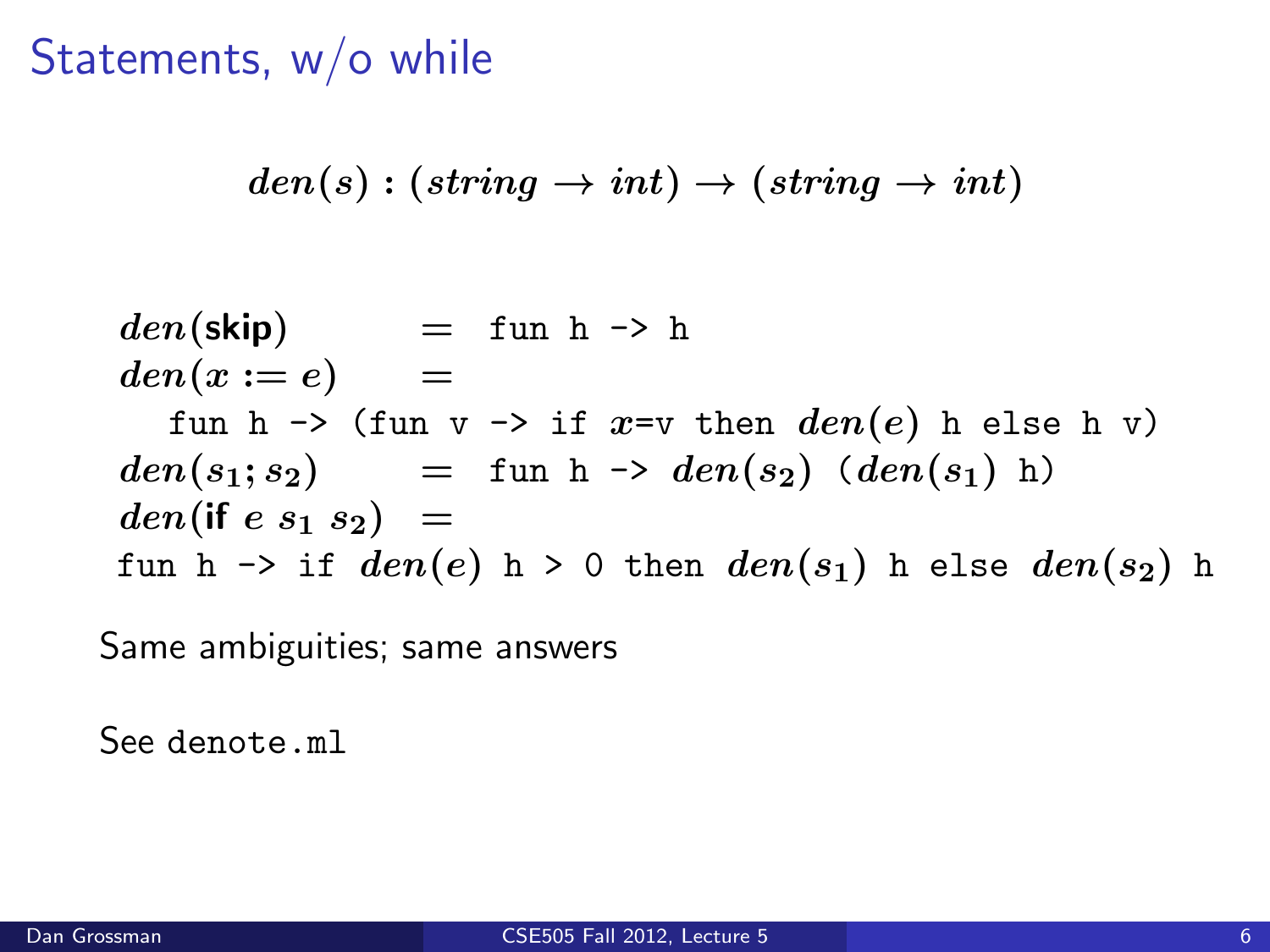# Statements, w/o while

$$den(s) : (string \to int) \to (string \to int)$$

$den(\textbf{skip})$ = `fun h -> h`

$den(x := e)$ =

   `fun h -> (fun v -> if` $x$`=v then` $den(e)$ `h else h v)`

$den(s_1; s_2)$ = `fun h ->` $den(s_2)$ `(`$den(s_1)$ `h)`

$den(\textbf{if}\ e\ s_1\ s_2)$ =

`fun h -> if` $den(e)$ `h > 0 then` $den(s_1)$ `h else` $den(s_2)$ `h`

Same ambiguities; same answers

See `denote.ml`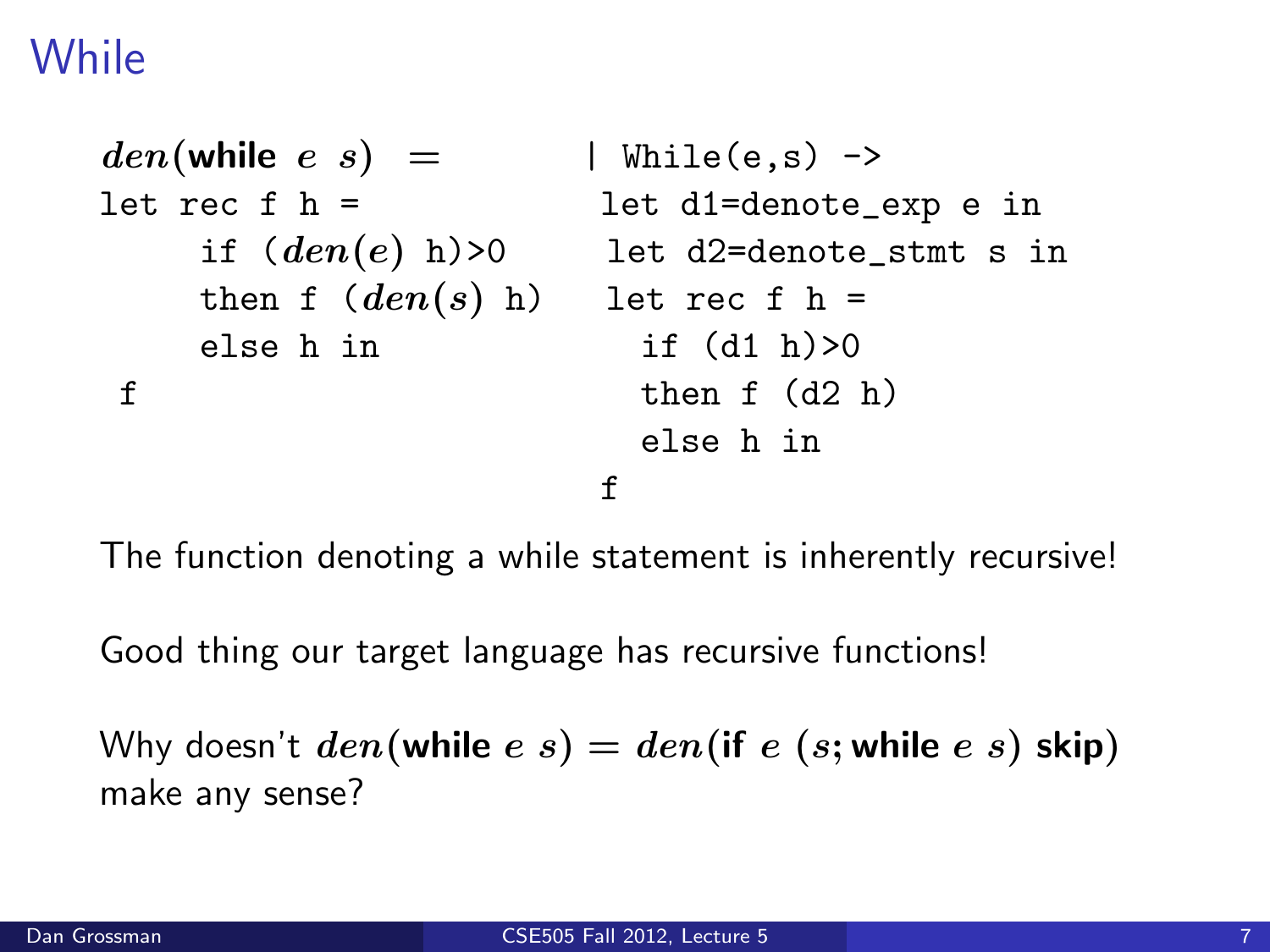# While

$den(\textbf{while}\ e\ s)\ =$

```
let rec f h =
     if (den(e) h)>0
     then f (den(s) h)
     else h in
 f
```

```
| While(e,s) ->
 let d1=denote_exp e in
 let d2=denote_stmt s in
 let rec f h =
   if (d1 h)>0
   then f (d2 h)
   else h in
 f
```

The function denoting a while statement is inherently recursive!

Good thing our target language has recursive functions!

Why doesn't $den(\textbf{while}\ e\ s) = den(\textbf{if}\ e\ (s; \textbf{while}\ e\ s)\ \textbf{skip})$ make any sense?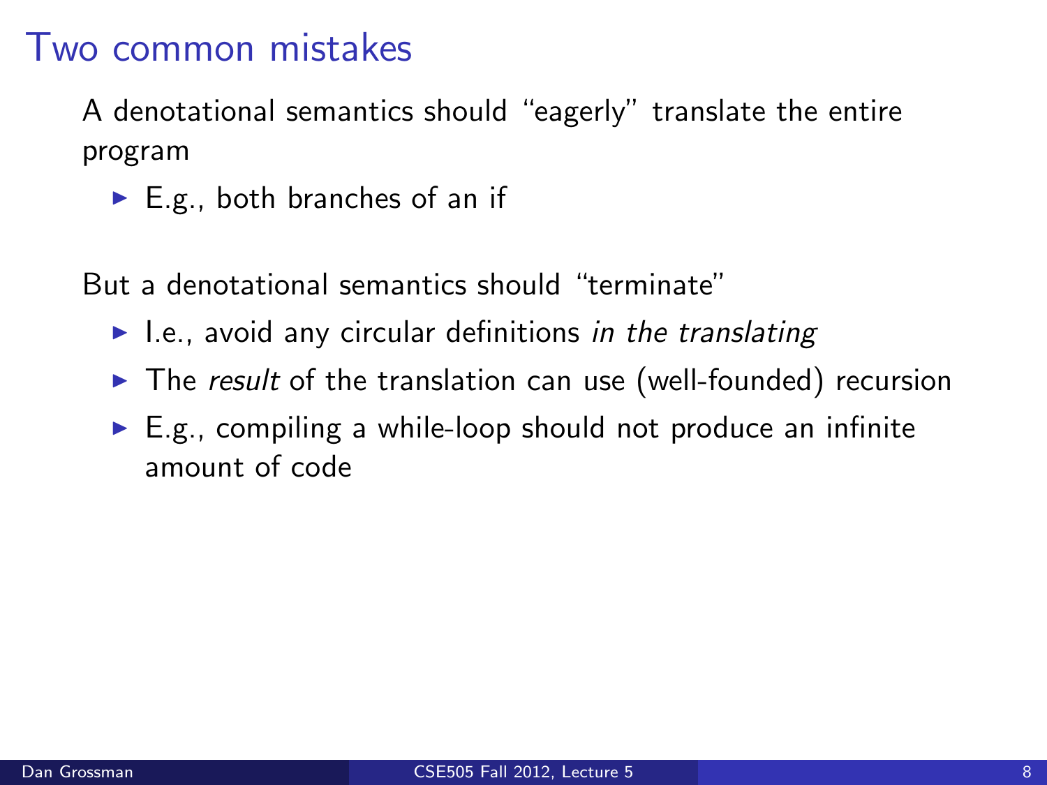# Two common mistakes

A denotational semantics should "eagerly" translate the entire program

- E.g., both branches of an if

But a denotational semantics should "terminate"

- I.e., avoid any circular definitions *in the translating*
- The *result* of the translation can use (well-founded) recursion
- E.g., compiling a while-loop should not produce an infinite amount of code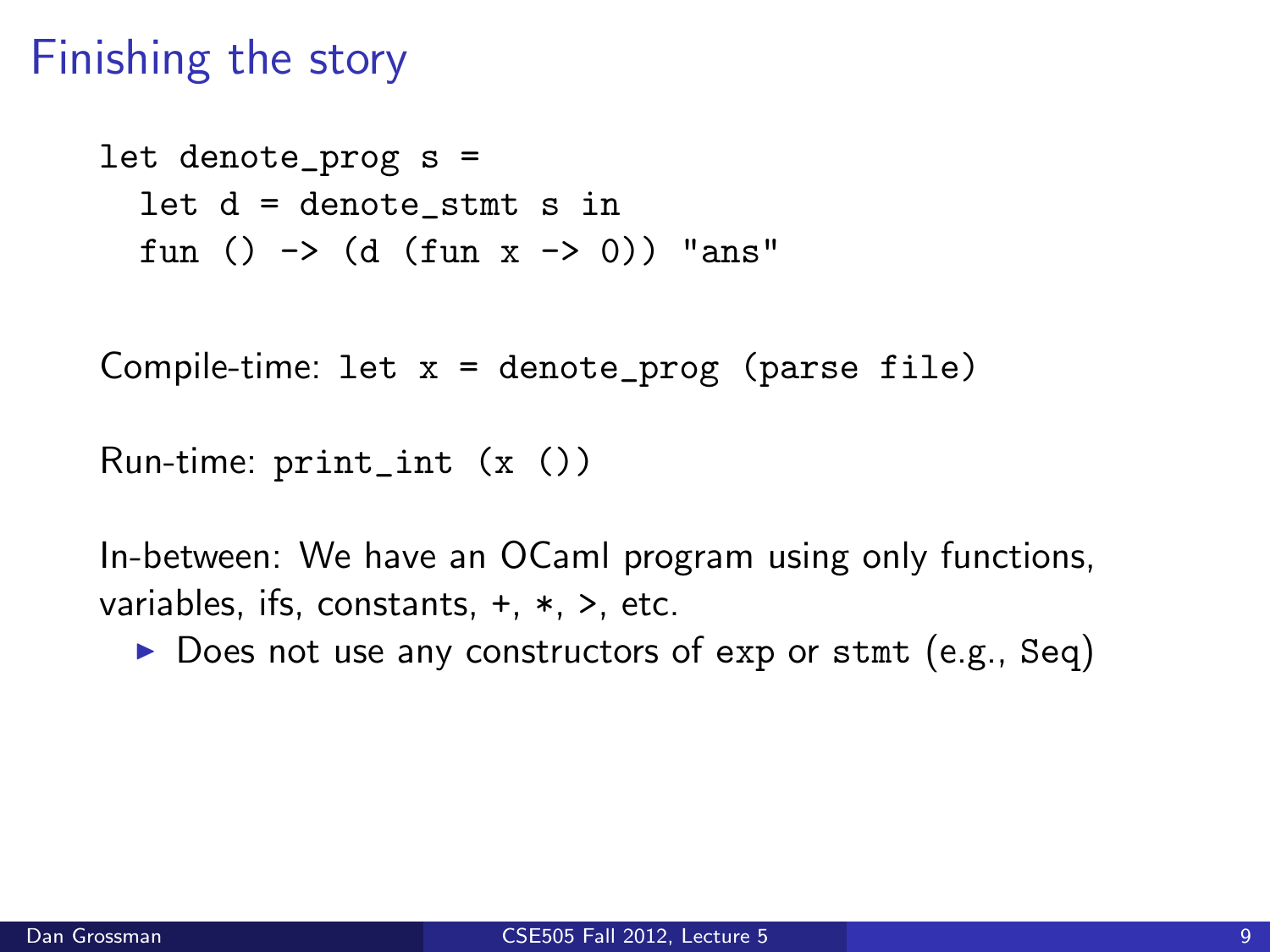# Finishing the story

```
let denote_prog s =
  let d = denote_stmt s in
  fun () -> (d (fun x -> 0)) "ans"
```

Compile-time: `let x = denote_prog (parse file)`

Run-time: `print_int (x ())`

In-between: We have an OCaml program using only functions, variables, ifs, constants, +, *, >, etc.

- Does not use any constructors of `exp` or `stmt` (e.g., `Seq`)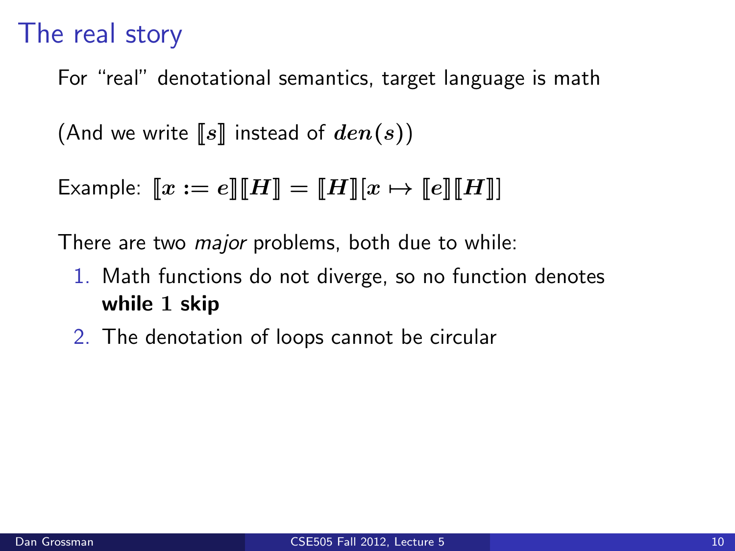# The real story

For "real" denotational semantics, target language is math

(And we write $[\![s]\!]$ instead of $den(s)$)

Example: $[\![x := e]\!][\![H]\!] = [\![H]\!][x \mapsto [\![e]\!][\![H]\!]]$

There are two *major* problems, both due to while:

1. Math functions do not diverge, so no function denotes **while 1 skip**
2. The denotation of loops cannot be circular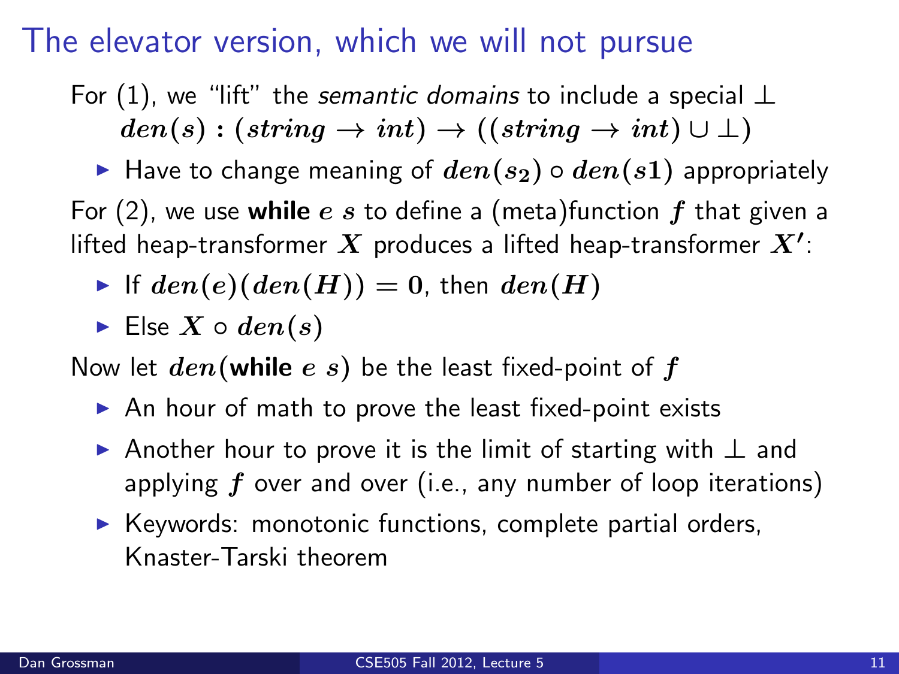# The elevator version, which we will not pursue

For (1), we "lift" the *semantic domains* to include a special $\bot$

$den(s) : (string \rightarrow int) \rightarrow ((string \rightarrow int) \cup \bot)$

- Have to change meaning of $den(s_2) \circ den(s1)$ appropriately

For (2), we use **while** $e$ $s$ to define a (meta)function $f$ that given a lifted heap-transformer $X$ produces a lifted heap-transformer $X'$:

- If $den(e)(den(H)) = 0$, then $den(H)$
- Else $X \circ den(s)$

Now let $den($**while** $e$ $s)$ be the least fixed-point of $f$

- An hour of math to prove the least fixed-point exists
- Another hour to prove it is the limit of starting with $\bot$ and applying $f$ over and over (i.e., any number of loop iterations)
- Keywords: monotonic functions, complete partial orders, Knaster-Tarski theorem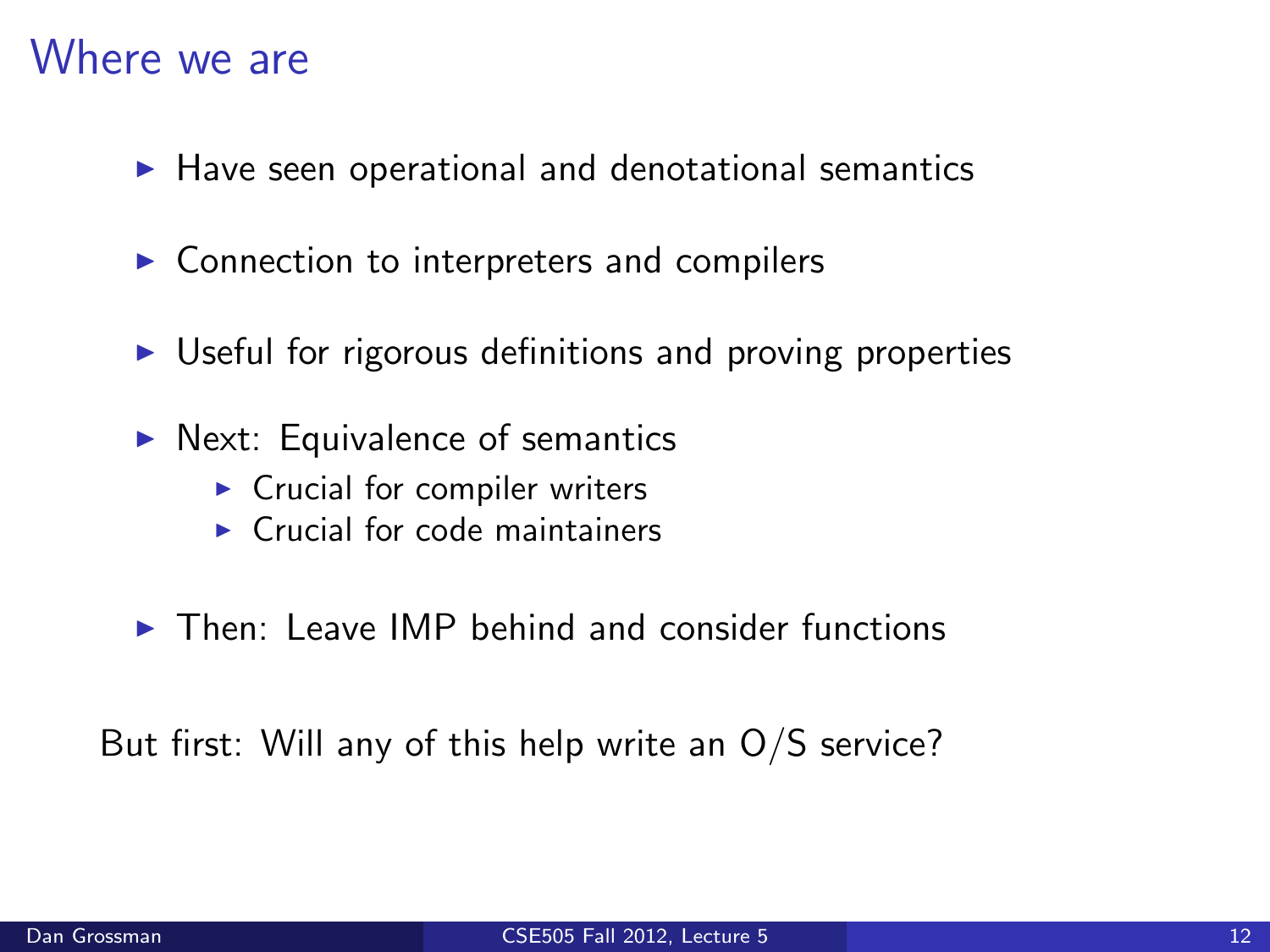# Where we are

- Have seen operational and denotational semantics
- Connection to interpreters and compilers
- Useful for rigorous definitions and proving properties
- Next: Equivalence of semantics
  - Crucial for compiler writers
  - Crucial for code maintainers
- Then: Leave IMP behind and consider functions

But first: Will any of this help write an O/S service?